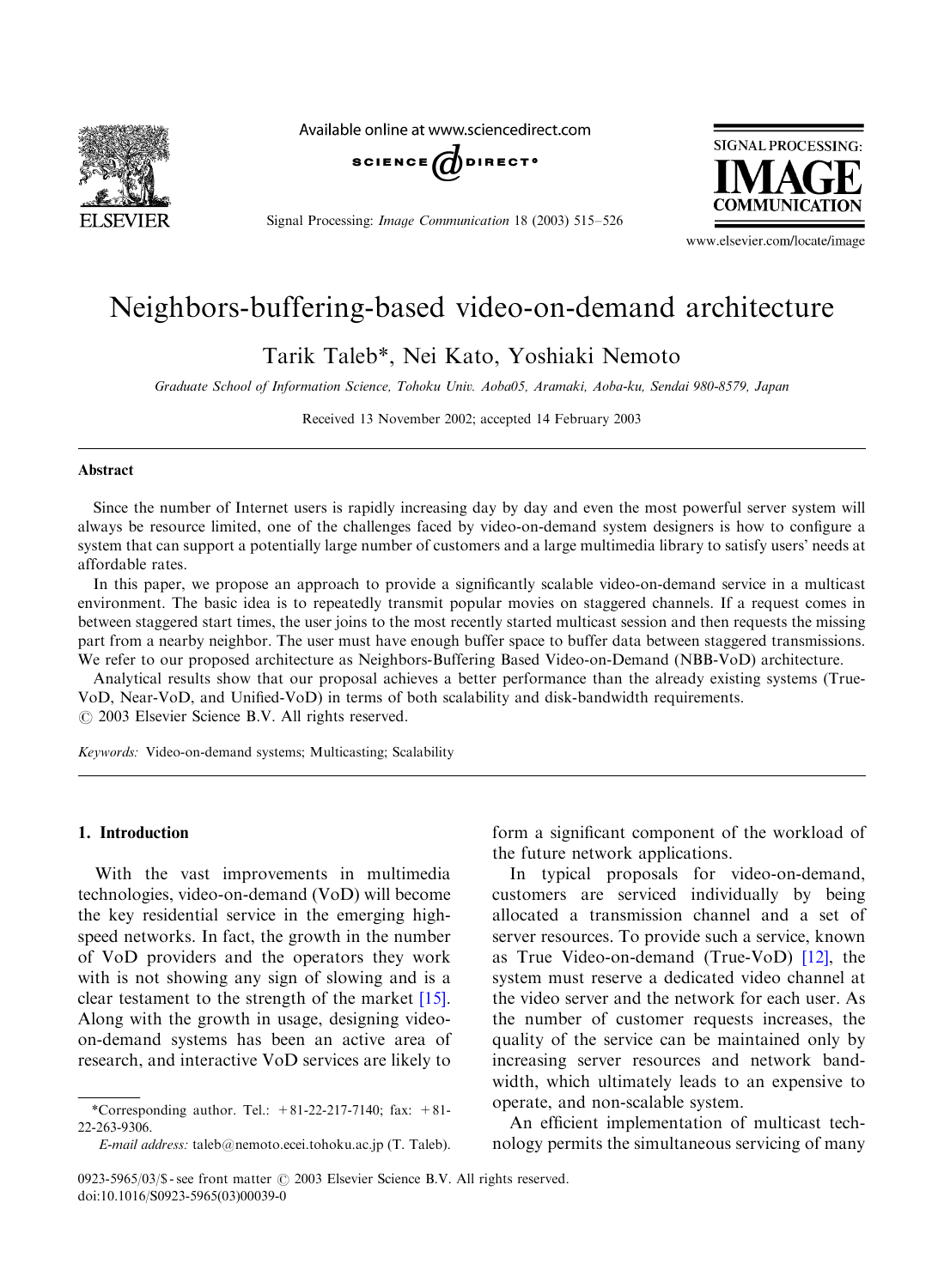# Neighbors-buffering-based video-on-demand architecture

Tarik Taleb*, Nei Kato, Yoshiaki Nemoto

*Graduate School of Information Science, Tohoku Univ. Aoba05, Aramaki, Aoba-ku, Sendai 980-8579, Japan*

Received 13 November 2002; accepted 14 February 2003

## Abstract

Since the number of Internet users is rapidly increasing day by day and even the most powerful server system will always be resource limited, one of the challenges faced by video-on-demand system designers is how to configure a system that can support a potentially large number of customers and a large multimedia library to satisfy users' needs at affordable rates.

In this paper, we propose an approach to provide a significantly scalable video-on-demand service in a multicast environment. The basic idea is to repeatedly transmit popular movies on staggered channels. If a request comes in between staggered start times, the user joins to the most recently started multicast session and then requests the missing part from a nearby neighbor. The user must have enough buffer space to buffer data between staggered transmissions. We refer to our proposed architecture as Neighbors-Buffering Based Video-on-Demand (NBB-VoD) architecture.

Analytical results show that our proposal achieves a better performance than the already existing systems (True-VoD, Near-VoD, and Unified-VoD) in terms of both scalability and disk-bandwidth requirements.

© 2003 Elsevier Science B.V. All rights reserved.

*Keywords:* Video-on-demand systems; Multicasting; Scalability

## 1. Introduction

With the vast improvements in multimedia technologies, video-on-demand (VoD) will become the key residential service in the emerging high-speed networks. In fact, the growth in the number of VoD providers and the operators they work with is not showing any sign of slowing and is a clear testament to the strength of the market [15]. Along with the growth in usage, designing video-on-demand systems has been an active area of research, and interactive VoD services are likely to form a significant component of the workload of the future network applications.

In typical proposals for video-on-demand, customers are serviced individually by being allocated a transmission channel and a set of server resources. To provide such a service, known as True Video-on-demand (True-VoD) [12], the system must reserve a dedicated video channel at the video server and the network for each user. As the number of customer requests increases, the quality of the service can be maintained only by increasing server resources and network bandwidth, which ultimately leads to an expensive to operate, and non-scalable system.

An efficient implementation of multicast technology permits the simultaneous servicing of many

*Corresponding author. Tel.: +81-22-217-7140; fax: +81-22-263-9306.

*E-mail address:* taleb@nemoto.ecei.tohoku.ac.jp (T. Taleb).

0923-5965/03/$ - see front matter © 2003 Elsevier Science B.V. All rights reserved.
doi:10.1016/S0923-5965(03)00039-0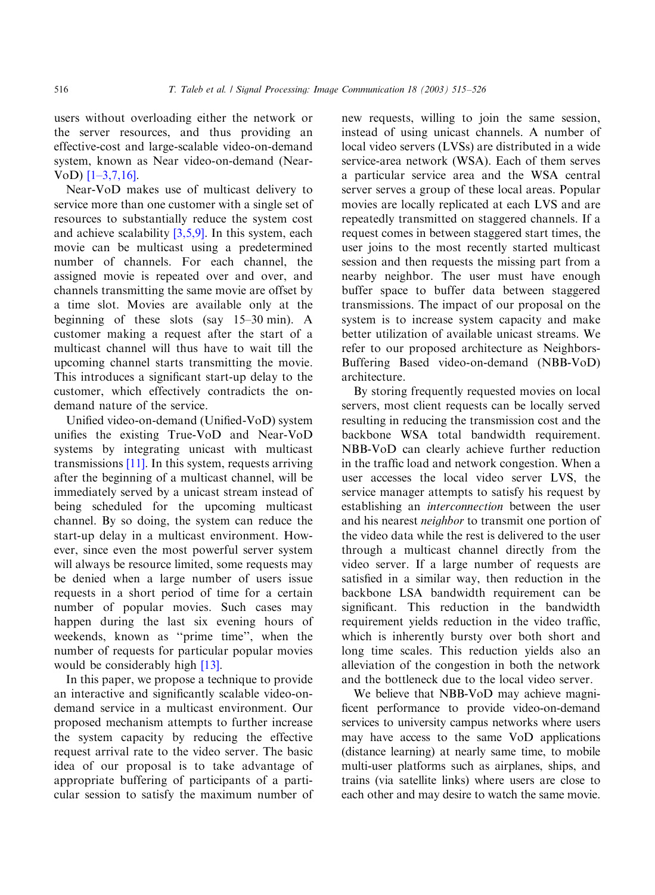users without overloading either the network or the server resources, and thus providing an effective-cost and large-scalable video-on-demand system, known as Near video-on-demand (Near-VoD) [1–3,7,16].

Near-VoD makes use of multicast delivery to service more than one customer with a single set of resources to substantially reduce the system cost and achieve scalability [3,5,9]. In this system, each movie can be multicast using a predetermined number of channels. For each channel, the assigned movie is repeated over and over, and channels transmitting the same movie are offset by a time slot. Movies are available only at the beginning of these slots (say 15–30 min). A customer making a request after the start of a multicast channel will thus have to wait till the upcoming channel starts transmitting the movie. This introduces a significant start-up delay to the customer, which effectively contradicts the on-demand nature of the service.

Unified video-on-demand (Unified-VoD) system unifies the existing True-VoD and Near-VoD systems by integrating unicast with multicast transmissions [11]. In this system, requests arriving after the beginning of a multicast channel, will be immediately served by a unicast stream instead of being scheduled for the upcoming multicast channel. By so doing, the system can reduce the start-up delay in a multicast environment. However, since even the most powerful server system will always be resource limited, some requests may be denied when a large number of users issue requests in a short period of time for a certain number of popular movies. Such cases may happen during the last six evening hours of weekends, known as "prime time", when the number of requests for particular popular movies would be considerably high [13].

In this paper, we propose a technique to provide an interactive and significantly scalable video-on-demand service in a multicast environment. Our proposed mechanism attempts to further increase the system capacity by reducing the effective request arrival rate to the video server. The basic idea of our proposal is to take advantage of appropriate buffering of participants of a particular session to satisfy the maximum number of new requests, willing to join the same session, instead of using unicast channels. A number of local video servers (LVSs) are distributed in a wide service-area network (WSA). Each of them serves a particular service area and the WSA central server serves a group of these local areas. Popular movies are locally replicated at each LVS and are repeatedly transmitted on staggered channels. If a request comes in between staggered start times, the user joins to the most recently started multicast session and then requests the missing part from a nearby neighbor. The user must have enough buffer space to buffer data between staggered transmissions. The impact of our proposal on the system is to increase system capacity and make better utilization of available unicast streams. We refer to our proposed architecture as Neighbors-Buffering Based video-on-demand (NBB-VoD) architecture.

By storing frequently requested movies on local servers, most client requests can be locally served resulting in reducing the transmission cost and the backbone WSA total bandwidth requirement. NBB-VoD can clearly achieve further reduction in the traffic load and network congestion. When a user accesses the local video server LVS, the service manager attempts to satisfy his request by establishing an *interconnection* between the user and his nearest *neighbor* to transmit one portion of the video data while the rest is delivered to the user through a multicast channel directly from the video server. If a large number of requests are satisfied in a similar way, then reduction in the backbone LSA bandwidth requirement can be significant. This reduction in the bandwidth requirement yields reduction in the video traffic, which is inherently bursty over both short and long time scales. This reduction yields also an alleviation of the congestion in both the network and the bottleneck due to the local video server.

We believe that NBB-VoD may achieve magnificent performance to provide video-on-demand services to university campus networks where users may have access to the same VoD applications (distance learning) at nearly same time, to mobile multi-user platforms such as airplanes, ships, and trains (via satellite links) where users are close to each other and may desire to watch the same movie.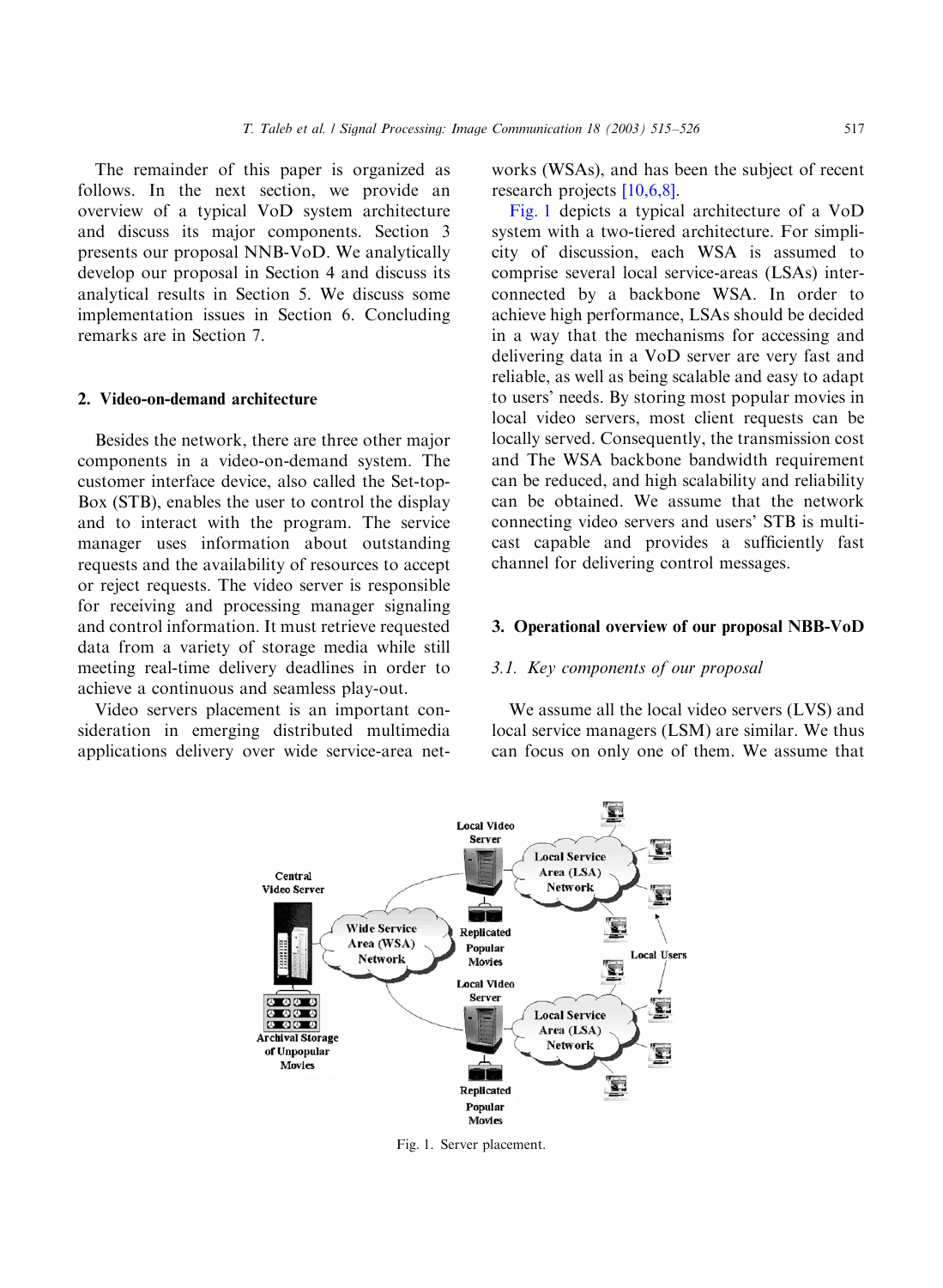The remainder of this paper is organized as follows. In the next section, we provide an overview of a typical VoD system architecture and discuss its major components. Section 3 presents our proposal NNB-VoD. We analytically develop our proposal in Section 4 and discuss its analytical results in Section 5. We discuss some implementation issues in Section 6. Concluding remarks are in Section 7.

## 2. Video-on-demand architecture

Besides the network, there are three other major components in a video-on-demand system. The customer interface device, also called the Set-top-Box (STB), enables the user to control the display and to interact with the program. The service manager uses information about outstanding requests and the availability of resources to accept or reject requests. The video server is responsible for receiving and processing manager signaling and control information. It must retrieve requested data from a variety of storage media while still meeting real-time delivery deadlines in order to achieve a continuous and seamless play-out.

Video servers placement is an important consideration in emerging distributed multimedia applications delivery over wide service-area networks (WSAs), and has been the subject of recent research projects [10,6,8].

Fig. 1 depicts a typical architecture of a VoD system with a two-tiered architecture. For simplicity of discussion, each WSA is assumed to comprise several local service-areas (LSAs) interconnected by a backbone WSA. In order to achieve high performance, LSAs should be decided in a way that the mechanisms for accessing and delivering data in a VoD server are very fast and reliable, as well as being scalable and easy to adapt to users' needs. By storing most popular movies in local video servers, most client requests can be locally served. Consequently, the transmission cost and The WSA backbone bandwidth requirement can be reduced, and high scalability and reliability can be obtained. We assume that the network connecting video servers and users' STB is multicast capable and provides a sufficiently fast channel for delivering control messages.

## 3. Operational overview of our proposal NBB-VoD

### 3.1. Key components of our proposal

We assume all the local video servers (LVS) and local service managers (LSM) are similar. We thus can focus on only one of them. We assume that

Fig. 1. Server placement.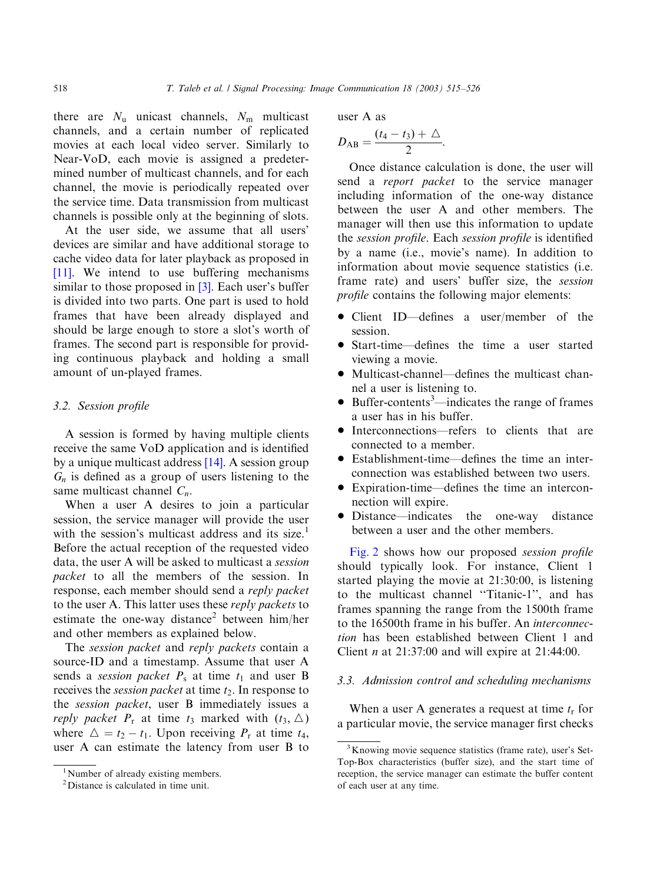there are $N_u$ unicast channels, $N_m$ multicast channels, and a certain number of replicated movies at each local video server. Similarly to Near-VoD, each movie is assigned a predetermined number of multicast channels, and for each channel, the movie is periodically repeated over the service time. Data transmission from multicast channels is possible only at the beginning of slots.

At the user side, we assume that all users' devices are similar and have additional storage to cache video data for later playback as proposed in [11]. We intend to use buffering mechanisms similar to those proposed in [3]. Each user's buffer is divided into two parts. One part is used to hold frames that have been already displayed and should be large enough to store a slot's worth of frames. The second part is responsible for providing continuous playback and holding a small amount of un-played frames.

### 3.2. Session profile

A session is formed by having multiple clients receive the same VoD application and is identified by a unique multicast address [14]. A session group $G_n$ is defined as a group of users listening to the same multicast channel $C_n$.

When a user A desires to join a particular session, the service manager will provide the user with the session's multicast address and its size.[1] Before the actual reception of the requested video data, the user A will be asked to multicast a *session packet* to all the members of the session. In response, each member should send a *reply packet* to the user A. This latter uses these *reply packets* to estimate the one-way distance[2] between him/her and other members as explained below.

The *session packet* and *reply packets* contain a source-ID and a timestamp. Assume that user A sends a *session packet* $P_s$ at time $t_1$ and user B receives the *session packet* at time $t_2$. In response to the *session packet*, user B immediately issues a *reply packet* $P_r$ at time $t_3$ marked with $(t_3, \triangle)$ where $\triangle = t_2 - t_1$. Upon receiving $P_r$ at time $t_4$, user A can estimate the latency from user B to user A as

$$D_{AB} = \frac{(t_4 - t_3) + \triangle}{2}.$$

Once distance calculation is done, the user will send a *report packet* to the service manager including information of the one-way distance between the user A and other members. The manager will then use this information to update the *session profile*. Each *session profile* is identified by a name (i.e., movie's name). In addition to information about movie sequence statistics (i.e. frame rate) and users' buffer size, the *session profile* contains the following major elements:

- Client ID—defines a user/member of the session.
- Start-time—defines the time a user started viewing a movie.
- Multicast-channel—defines the multicast channel a user is listening to.
- Buffer-contents[3]—indicates the range of frames a user has in his buffer.
- Interconnections—refers to clients that are connected to a member.
- Establishment-time—defines the time an interconnection was established between two users.
- Expiration-time—defines the time an interconnection will expire.
- Distance—indicates the one-way distance between a user and the other members.

Fig. 2 shows how our proposed *session profile* should typically look. For instance, Client 1 started playing the movie at 21:30:00, is listening to the multicast channel "Titanic-1", and has frames spanning the range from the 1500th frame to the 16500th frame in his buffer. An *interconnection* has been established between Client 1 and Client *n* at 21:37:00 and will expire at 21:44:00.

### 3.3. Admission control and scheduling mechanisms

When a user A generates a request at time $t_r$ for a particular movie, the service manager first checks

---

[1] Number of already existing members.

[2] Distance is calculated in time unit.

[3] Knowing movie sequence statistics (frame rate), user's Set-Top-Box characteristics (buffer size), and the start time of reception, the service manager can estimate the buffer content of each user at any time.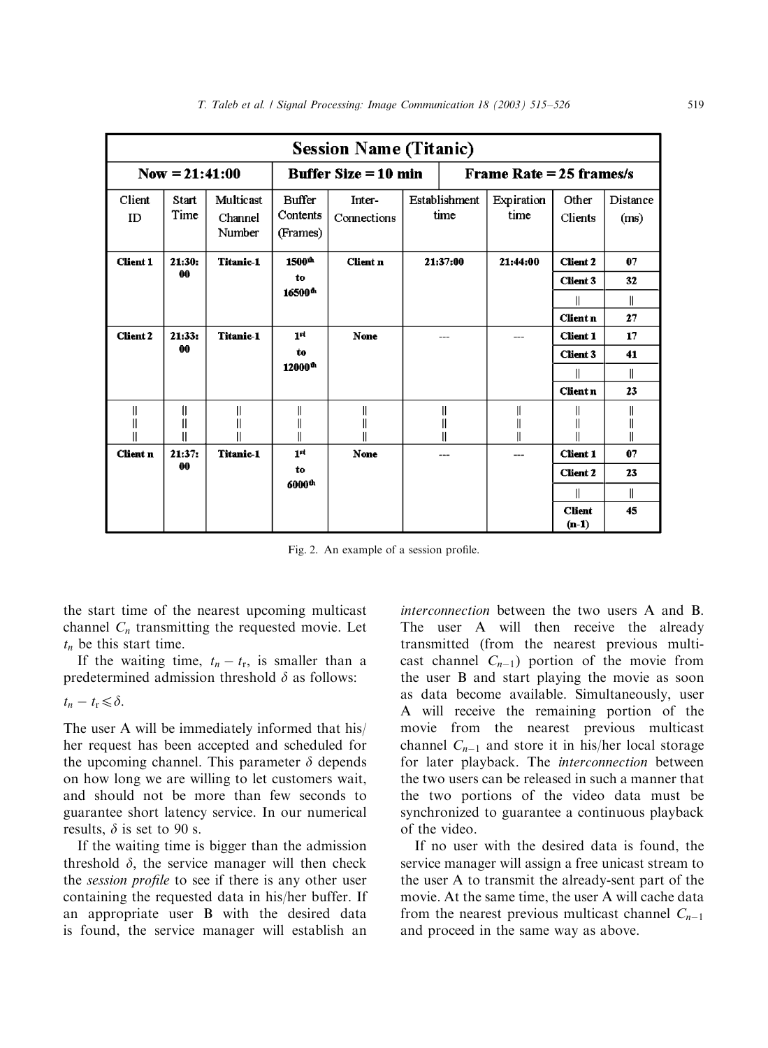| Session Name (Titanic) | | | | | | | | |
|---|---|---|---|---|---|---|---|---|
| Now = 21:41:00 | | | Buffer Size = 10 min | | Frame Rate = 25 frames/s | | | |
| Client ID | Start Time | Multicast Channel Number | Buffer Contents (Frames) | Inter-Connections | Establishment time | Expiration time | Other Clients | Distance (ms) |
| **Client 1** | **21:30:00** | **Titanic-1** | **1500th to 16500th** | **Client n** | **21:37:00** | **21:44:00** | **Client 2** | **07** |
| | | | | | | | **Client 3** | **32** |
| | | | | | | | ‖ | ‖ |
| | | | | | | | **Client n** | **27** |
| **Client 2** | **21:33:00** | **Titanic-1** | **1st to 12000th** | **None** | --- | --- | **Client 1** | **17** |
| | | | | | | | **Client 3** | **41** |
| | | | | | | | ‖ | ‖ |
| | | | | | | | **Client n** | **23** |
| ‖ | ‖ | ‖ | ‖ | ‖ | ‖ | ‖ | ‖ | ‖ |
| **Client n** | **21:37:00** | **Titanic-1** | **1st to 6000th** | **None** | --- | --- | **Client 1** | **07** |
| | | | | | | | **Client 2** | **23** |
| | | | | | | | ‖ | ‖ |
| | | | | | | | **Client (n-1)** | **45** |

Fig. 2. An example of a session profile.

the start time of the nearest upcoming multicast channel $C_n$ transmitting the requested movie. Let $t_n$ be this start time.

If the waiting time, $t_n - t_r$, is smaller than a predetermined admission threshold $\delta$ as follows:

$$t_n - t_r \leqslant \delta.$$

The user A will be immediately informed that his/her request has been accepted and scheduled for the upcoming channel. This parameter $\delta$ depends on how long we are willing to let customers wait, and should not be more than few seconds to guarantee short latency service. In our numerical results, $\delta$ is set to 90 s.

If the waiting time is bigger than the admission threshold $\delta$, the service manager will then check the *session profile* to see if there is any other user containing the requested data in his/her buffer. If an appropriate user B with the desired data is found, the service manager will establish an *interconnection* between the two users A and B. The user A will then receive the already transmitted (from the nearest previous multicast channel $C_{n-1}$) portion of the movie from the user B and start playing the movie as soon as data become available. Simultaneously, user A will receive the remaining portion of the movie from the nearest previous multicast channel $C_{n-1}$ and store it in his/her local storage for later playback. The *interconnection* between the two users can be released in such a manner that the two portions of the video data must be synchronized to guarantee a continuous playback of the video.

If no user with the desired data is found, the service manager will assign a free unicast stream to the user A to transmit the already-sent part of the movie. At the same time, the user A will cache data from the nearest previous multicast channel $C_{n-1}$ and proceed in the same way as above.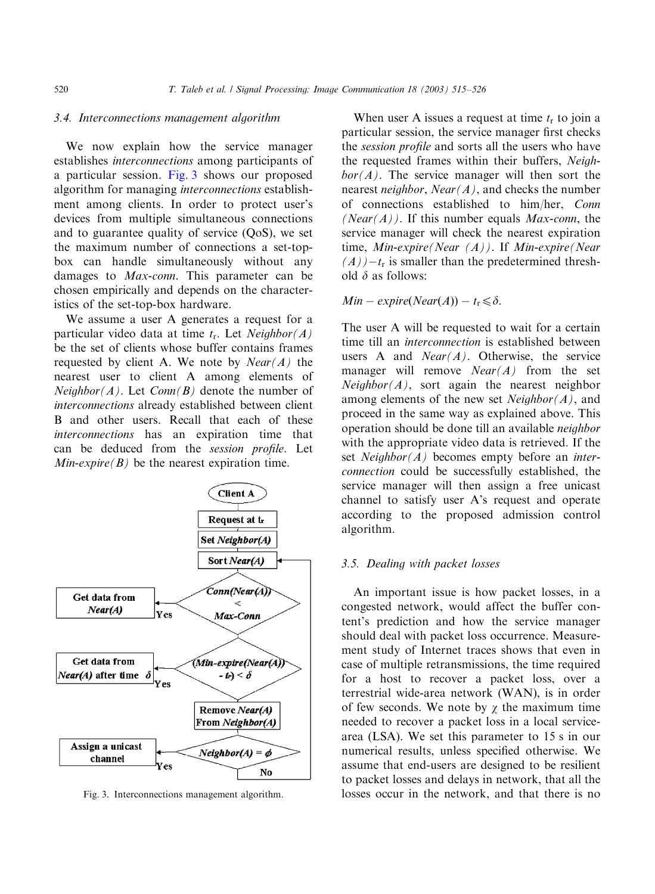### 3.4. Interconnections management algorithm

We now explain how the service manager establishes *interconnections* among participants of a particular session. Fig. 3 shows our proposed algorithm for managing *interconnections* establishment among clients. In order to protect user's devices from multiple simultaneous connections and to guarantee quality of service (QoS), we set the maximum number of connections a set-top-box can handle simultaneously without any damages to *Max-conn*. This parameter can be chosen empirically and depends on the characteristics of the set-top-box hardware.

We assume a user A generates a request for a particular video data at time $t_r$. Let *Neighbor(A)* be the set of clients whose buffer contains frames requested by client A. We note by *Near(A)* the nearest user to client A among elements of *Neighbor(A)*. Let *Conn(B)* denote the number of *interconnections* already established between client B and other users. Recall that each of these *interconnections* has an expiration time that can be deduced from the *session profile*. Let *Min-expire(B)* be the nearest expiration time.

Fig. 3. Interconnections management algorithm.

When user A issues a request at time $t_r$ to join a particular session, the service manager first checks the *session profile* and sorts all the users who have the requested frames within their buffers, *Neighbor(A)*. The service manager will then sort the nearest *neighbor*, *Near(A)*, and checks the number of connections established to him/her, *Conn (Near(A))*. If this number equals *Max-conn*, the service manager will check the nearest expiration time, *Min-expire(Near (A))*. If *Min-expire(Near (A))*$-t_r$ is smaller than the predetermined threshold $\delta$ as follows:

$$Min - expire(Near(A)) - t_r \leqslant \delta.$$

The user A will be requested to wait for a certain time till an *interconnection* is established between users A and *Near(A)*. Otherwise, the service manager will remove *Near(A)* from the set *Neighbor(A)*, sort again the nearest neighbor among elements of the new set *Neighbor(A)*, and proceed in the same way as explained above. This operation should be done till an available *neighbor* with the appropriate video data is retrieved. If the set *Neighbor(A)* becomes empty before an *interconnection* could be successfully established, the service manager will then assign a free unicast channel to satisfy user A's request and operate according to the proposed admission control algorithm.

### 3.5. Dealing with packet losses

An important issue is how packet losses, in a congested network, would affect the buffer content's prediction and how the service manager should deal with packet loss occurrence. Measurement study of Internet traces shows that even in case of multiple retransmissions, the time required for a host to recover a packet loss, over a terrestrial wide-area network (WAN), is in order of few seconds. We note by $\chi$ the maximum time needed to recover a packet loss in a local service-area (LSA). We set this parameter to 15 s in our numerical results, unless specified otherwise. We assume that end-users are designed to be resilient to packet losses and delays in network, that all the losses occur in the network, and that there is no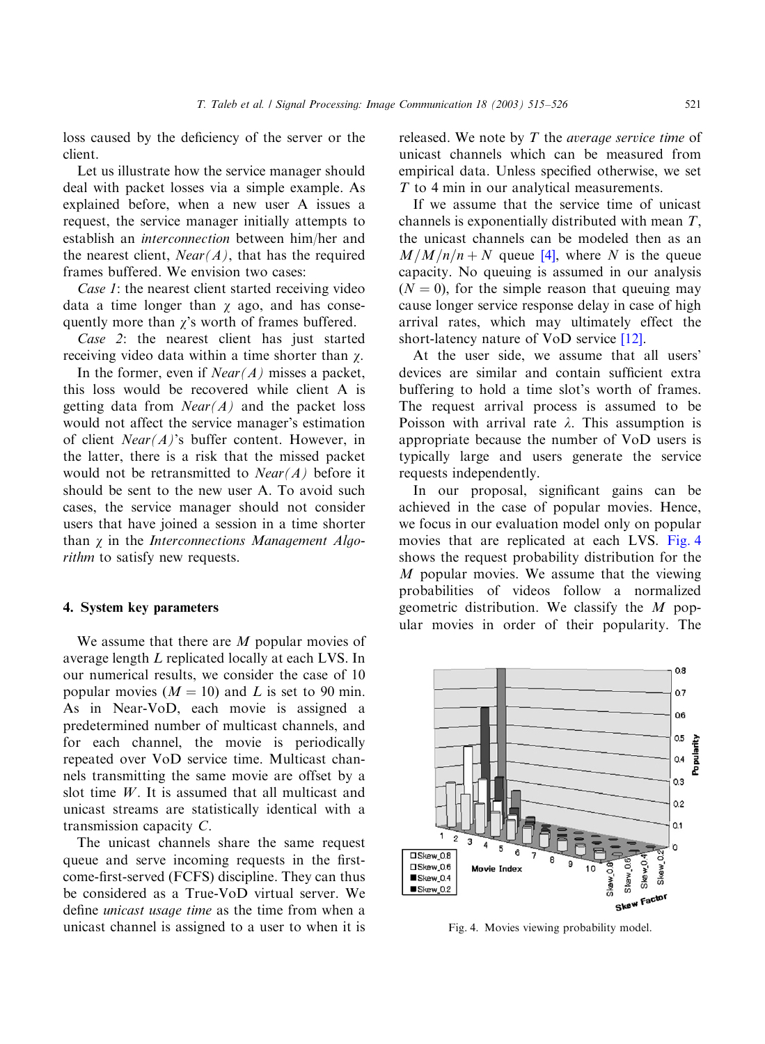loss caused by the deficiency of the server or the client.

Let us illustrate how the service manager should deal with packet losses via a simple example. As explained before, when a new user A issues a request, the service manager initially attempts to establish an *interconnection* between him/her and the nearest client, *Near(A)*, that has the required frames buffered. We envision two cases:

*Case 1*: the nearest client started receiving video data a time longer than $\chi$ ago, and has consequently more than $\chi$'s worth of frames buffered.

*Case 2*: the nearest client has just started receiving video data within a time shorter than $\chi$.

In the former, even if *Near(A)* misses a packet, this loss would be recovered while client A is getting data from *Near(A)* and the packet loss would not affect the service manager's estimation of client *Near(A)*'s buffer content. However, in the latter, there is a risk that the missed packet would not be retransmitted to *Near(A)* before it should be sent to the new user A. To avoid such cases, the service manager should not consider users that have joined a session in a time shorter than $\chi$ in the *Interconnections Management Algorithm* to satisfy new requests.

## 4. System key parameters

We assume that there are $M$ popular movies of average length $L$ replicated locally at each LVS. In our numerical results, we consider the case of 10 popular movies ($M = 10$) and $L$ is set to 90 min. As in Near-VoD, each movie is assigned a predetermined number of multicast channels, and for each channel, the movie is periodically repeated over VoD service time. Multicast channels transmitting the same movie are offset by a slot time $W$. It is assumed that all multicast and unicast streams are statistically identical with a transmission capacity $C$.

The unicast channels share the same request queue and serve incoming requests in the first-come-first-served (FCFS) discipline. They can thus be considered as a True-VoD virtual server. We define *unicast usage time* as the time from when a unicast channel is assigned to a user to when it is released. We note by $T$ the *average service time* of unicast channels which can be measured from empirical data. Unless specified otherwise, we set $T$ to 4 min in our analytical measurements.

If we assume that the service time of unicast channels is exponentially distributed with mean $T$, the unicast channels can be modeled then as an $M/M/n/n+N$ queue [4], where $N$ is the queue capacity. No queuing is assumed in our analysis ($N = 0$), for the simple reason that queuing may cause longer service response delay in case of high arrival rates, which may ultimately effect the short-latency nature of VoD service [12].

At the user side, we assume that all users' devices are similar and contain sufficient extra buffering to hold a time slot's worth of frames. The request arrival process is assumed to be Poisson with arrival rate $\lambda$. This assumption is appropriate because the number of VoD users is typically large and users generate the service requests independently.

In our proposal, significant gains can be achieved in the case of popular movies. Hence, we focus in our evaluation model only on popular movies that are replicated at each LVS. Fig. 4 shows the request probability distribution for the $M$ popular movies. We assume that the viewing probabilities of videos follow a normalized geometric distribution. We classify the $M$ popular movies in order of their popularity. The

Fig. 4. Movies viewing probability model.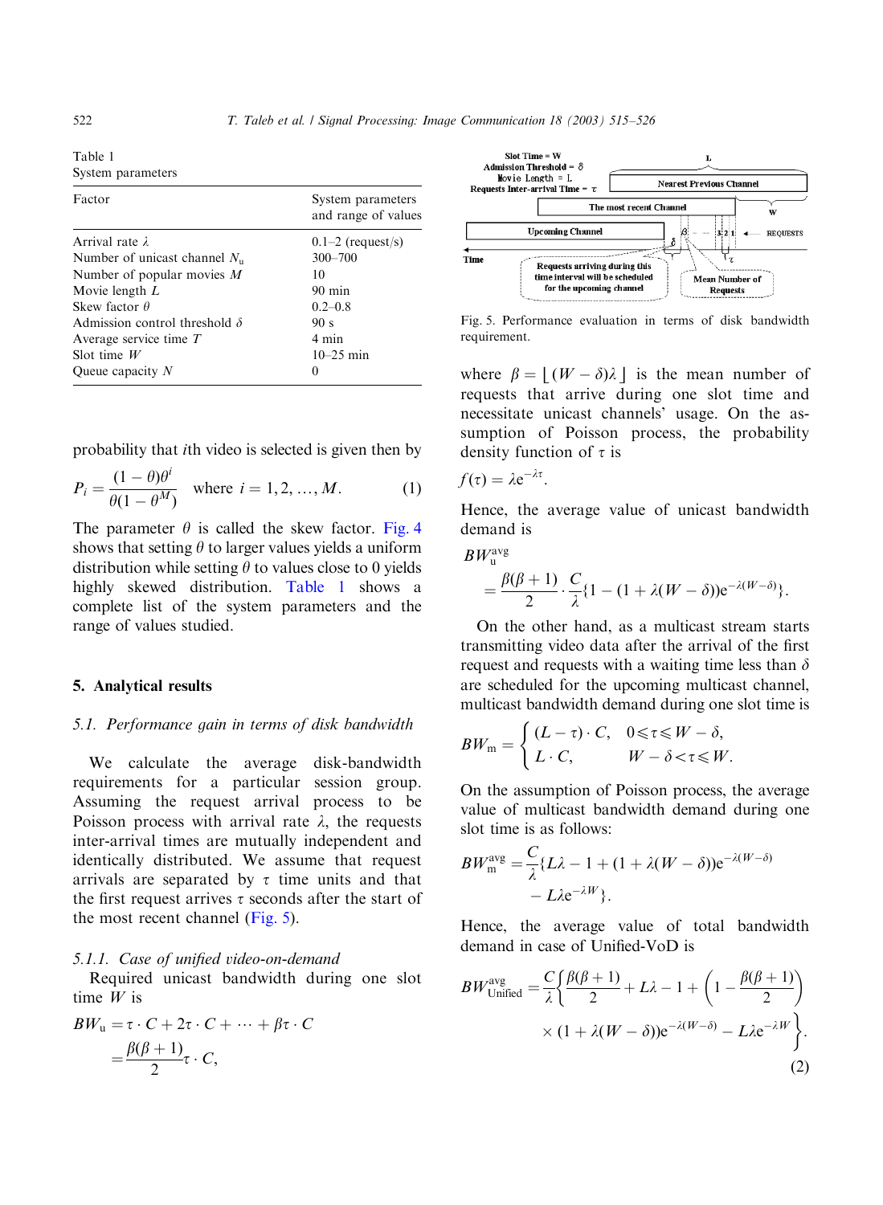Table 1
System parameters

| Factor | System parameters and range of values |
|---|---|
| Arrival rate $\lambda$ | 0.1–2 (request/s) |
| Number of unicast channel $N_u$ | 300–700 |
| Number of popular movies $M$ | 10 |
| Movie length $L$ | 90 min |
| Skew factor $\theta$ | 0.2–0.8 |
| Admission control threshold $\delta$ | 90 s |
| Average service time $T$ | 4 min |
| Slot time $W$ | 10–25 min |
| Queue capacity $N$ | 0 |

probability that $i$th video is selected is given then by

$$P_i = \frac{(1-\theta)\theta^i}{\theta(1-\theta^M)} \quad \text{where } i = 1, 2, \ldots, M. \tag{1}$$

The parameter $\theta$ is called the skew factor. Fig. 4 shows that setting $\theta$ to larger values yields a uniform distribution while setting $\theta$ to values close to 0 yields highly skewed distribution. Table 1 shows a complete list of the system parameters and the range of values studied.

## 5. Analytical results

### 5.1. Performance gain in terms of disk bandwidth

We calculate the average disk-bandwidth requirements for a particular session group. Assuming the request arrival process to be Poisson process with arrival rate $\lambda$, the requests inter-arrival times are mutually independent and identically distributed. We assume that request arrivals are separated by $\tau$ time units and that the first request arrives $\tau$ seconds after the start of the most recent channel (Fig. 5).

#### 5.1.1. Case of unified video-on-demand

Required unicast bandwidth during one slot time $W$ is

$$\begin{aligned} BW_u &= \tau \cdot C + 2\tau \cdot C + \cdots + \beta\tau \cdot C \\ &= \frac{\beta(\beta+1)}{2}\tau \cdot C, \end{aligned}$$

Fig. 5. Performance evaluation in terms of disk bandwidth requirement.

where $\beta = \lfloor (W-\delta)\lambda \rfloor$ is the mean number of requests that arrive during one slot time and necessitate unicast channels' usage. On the assumption of Poisson process, the probability density function of $\tau$ is

$$f(\tau) = \lambda e^{-\lambda\tau}.$$

Hence, the average value of unicast bandwidth demand is

$$BW_u^{avg} = \frac{\beta(\beta+1)}{2} \cdot \frac{C}{\lambda}\{1 - (1 + \lambda(W-\delta))e^{-\lambda(W-\delta)}\}.$$

On the other hand, as a multicast stream starts transmitting video data after the arrival of the first request and requests with a waiting time less than $\delta$ are scheduled for the upcoming multicast channel, multicast bandwidth demand during one slot time is

$$BW_m = \begin{cases} (L-\tau) \cdot C, & 0 \leqslant \tau \leqslant W - \delta, \\ L \cdot C, & W - \delta < \tau \leqslant W. \end{cases}$$

On the assumption of Poisson process, the average value of multicast bandwidth demand during one slot time is as follows:

$$BW_m^{avg} = \frac{C}{\lambda}\{L\lambda - 1 + (1 + \lambda(W-\delta))e^{-\lambda(W-\delta)} - L\lambda e^{-\lambda W}\}.$$

Hence, the average value of total bandwidth demand in case of Unified-VoD is

$$BW_{Unified}^{avg} = \frac{C}{\lambda}\left\{\frac{\beta(\beta+1)}{2} + L\lambda - 1 + \left(1 - \frac{\beta(\beta+1)}{2}\right) \times (1 + \lambda(W-\delta))e^{-\lambda(W-\delta)} - L\lambda e^{-\lambda W}\right\}. \tag{2}$$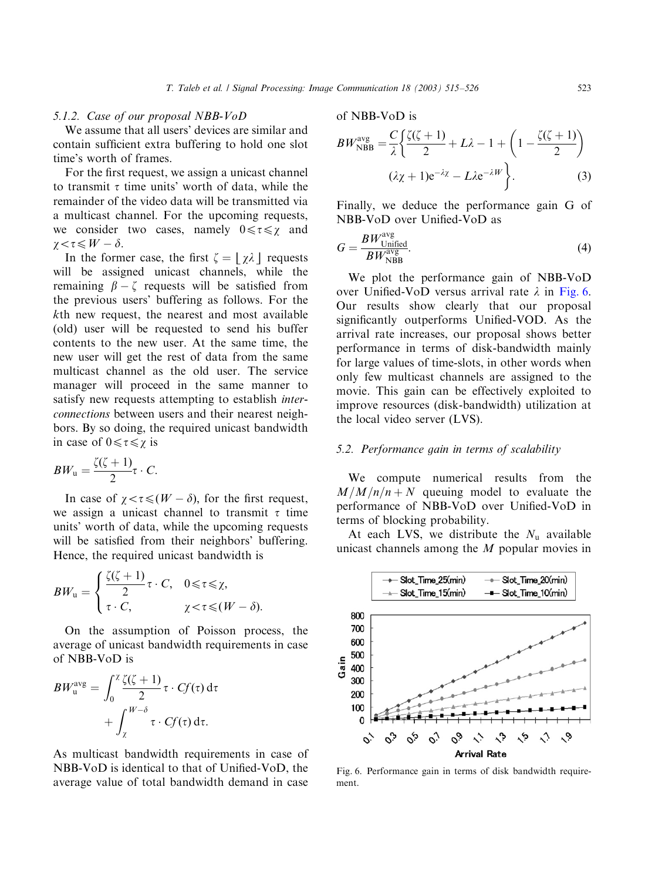### 5.1.2. Case of our proposal NBB-VoD

We assume that all users' devices are similar and contain sufficient extra buffering to hold one slot time's worth of frames.

For the first request, we assign a unicast channel to transmit $\tau$ time units' worth of data, while the remainder of the video data will be transmitted via a multicast channel. For the upcoming requests, we consider two cases, namely $0 \leqslant \tau \leqslant \chi$ and $\chi < \tau \leqslant W - \delta$.

In the former case, the first $\zeta = \lfloor \chi\lambda \rfloor$ requests will be assigned unicast channels, while the remaining $\beta - \zeta$ requests will be satisfied from the previous users' buffering as follows. For the $k$th new request, the nearest and most available (old) user will be requested to send his buffer contents to the new user. At the same time, the new user will get the rest of data from the same multicast channel as the old user. The service manager will proceed in the same manner to satisfy new requests attempting to establish *inter-connections* between users and their nearest neighbors. By so doing, the required unicast bandwidth in case of $0 \leqslant \tau \leqslant \chi$ is

$$BW_{\rm u} = \frac{\zeta(\zeta+1)}{2}\tau \cdot C.$$

In case of $\chi < \tau \leqslant (W - \delta)$, for the first request, we assign a unicast channel to transmit $\tau$ time units' worth of data, while the upcoming requests will be satisfied from their neighbors' buffering. Hence, the required unicast bandwidth is

$$BW_{\rm u} = \begin{cases} \dfrac{\zeta(\zeta+1)}{2}\tau \cdot C, & 0 \leqslant \tau \leqslant \chi, \\ \tau \cdot C, & \chi < \tau \leqslant (W - \delta). \end{cases}$$

On the assumption of Poisson process, the average of unicast bandwidth requirements in case of NBB-VoD is

$$BW_{\rm u}^{\rm avg} = \int_0^{\chi} \frac{\zeta(\zeta+1)}{2}\tau \cdot Cf(\tau)\,{\rm d}\tau + \int_{\chi}^{W-\delta} \tau \cdot Cf(\tau)\,{\rm d}\tau.$$

As multicast bandwidth requirements in case of NBB-VoD is identical to that of Unified-VoD, the average value of total bandwidth demand in case of NBB-VoD is

$$BW_{\rm NBB}^{\rm avg} = \frac{C}{\lambda}\left\{\frac{\zeta(\zeta+1)}{2} + L\lambda - 1 + \left(1 - \frac{\zeta(\zeta+1)}{2}\right)(\lambda\chi + 1){\rm e}^{-\lambda\chi} - L\lambda{\rm e}^{-\lambda W}\right\}. \tag{3}$$

Finally, we deduce the performance gain G of NBB-VoD over Unified-VoD as

$$G = \frac{BW_{\rm Unified}^{\rm avg}}{BW_{\rm NBB}^{\rm avg}}. \tag{4}$$

We plot the performance gain of NBB-VoD over Unified-VoD versus arrival rate $\lambda$ in Fig. 6. Our results show clearly that our proposal significantly outperforms Unified-VOD. As the arrival rate increases, our proposal shows better performance in terms of disk-bandwidth mainly for large values of time-slots, in other words when only few multicast channels are assigned to the movie. This gain can be effectively exploited to improve resources (disk-bandwidth) utilization at the local video server (LVS).

Fig. 6. Performance gain in terms of disk bandwidth requirement.

## 5.2. Performance gain in terms of scalability

We compute numerical results from the $M/M/n/n+N$ queuing model to evaluate the performance of NBB-VoD over Unified-VoD in terms of blocking probability.

At each LVS, we distribute the $N_{\rm u}$ available unicast channels among the $M$ popular movies in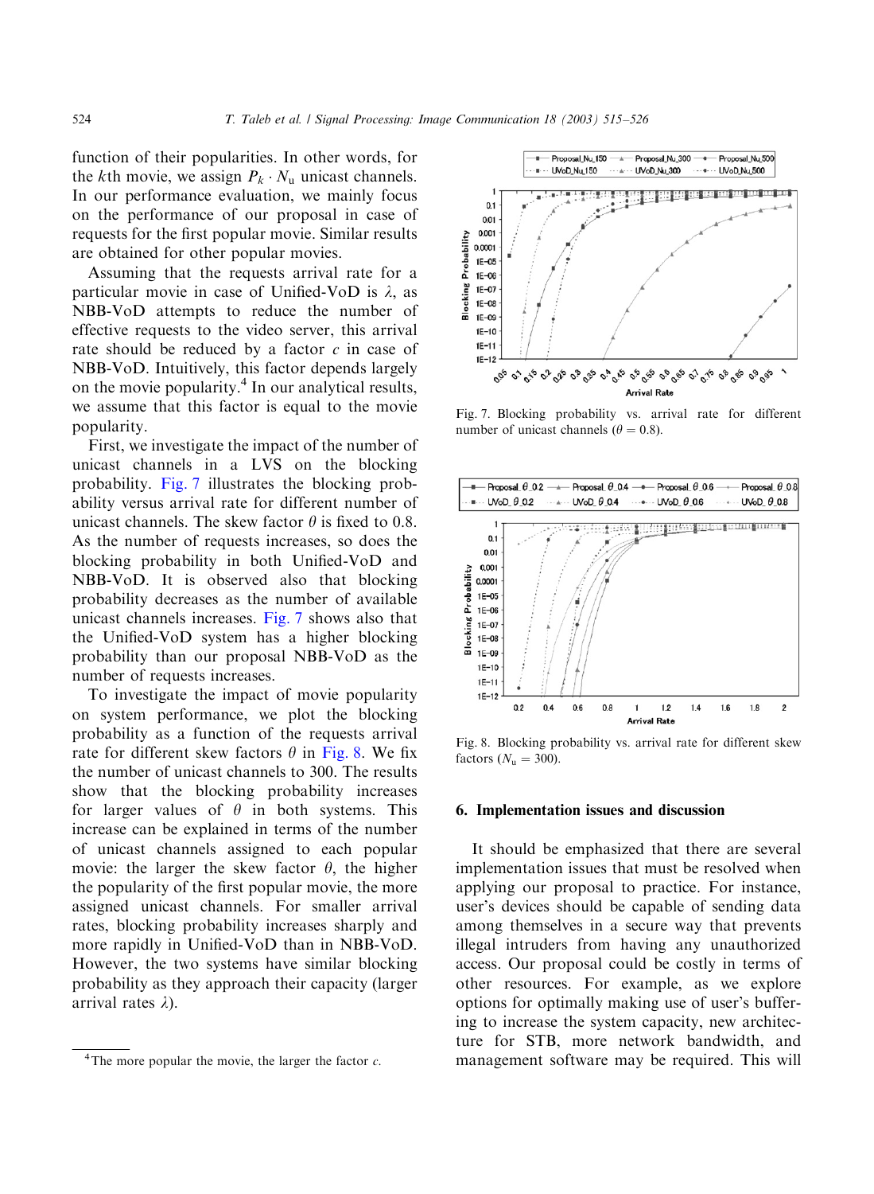function of their popularities. In other words, for the $k$th movie, we assign $P_k \cdot N_u$ unicast channels. In our performance evaluation, we mainly focus on the performance of our proposal in case of requests for the first popular movie. Similar results are obtained for other popular movies.

Assuming that the requests arrival rate for a particular movie in case of Unified-VoD is $\lambda$, as NBB-VoD attempts to reduce the number of effective requests to the video server, this arrival rate should be reduced by a factor $c$ in case of NBB-VoD. Intuitively, this factor depends largely on the movie popularity.[4] In our analytical results, we assume that this factor is equal to the movie popularity.

First, we investigate the impact of the number of unicast channels in a LVS on the blocking probability. Fig. 7 illustrates the blocking probability versus arrival rate for different number of unicast channels. The skew factor $\theta$ is fixed to 0.8. As the number of requests increases, so does the blocking probability in both Unified-VoD and NBB-VoD. It is observed also that blocking probability decreases as the number of available unicast channels increases. Fig. 7 shows also that the Unified-VoD system has a higher blocking probability than our proposal NBB-VoD as the number of requests increases.

To investigate the impact of movie popularity on system performance, we plot the blocking probability as a function of the requests arrival rate for different skew factors $\theta$ in Fig. 8. We fix the number of unicast channels to 300. The results show that the blocking probability increases for larger values of $\theta$ in both systems. This increase can be explained in terms of the number of unicast channels assigned to each popular movie: the larger the skew factor $\theta$, the higher the popularity of the first popular movie, the more assigned unicast channels. For smaller arrival rates, blocking probability increases sharply and more rapidly in Unified-VoD than in NBB-VoD. However, the two systems have similar blocking probability as they approach their capacity (larger arrival rates $\lambda$).

[4] The more popular the movie, the larger the factor $c$.

Fig. 7. Blocking probability vs. arrival rate for different number of unicast channels ($\theta = 0.8$).

Fig. 8. Blocking probability vs. arrival rate for different skew factors ($N_u = 300$).

## 6. Implementation issues and discussion

It should be emphasized that there are several implementation issues that must be resolved when applying our proposal to practice. For instance, user's devices should be capable of sending data among themselves in a secure way that prevents illegal intruders from having any unauthorized access. Our proposal could be costly in terms of other resources. For example, as we explore options for optimally making use of user's buffering to increase the system capacity, new architecture for STB, more network bandwidth, and management software may be required. This will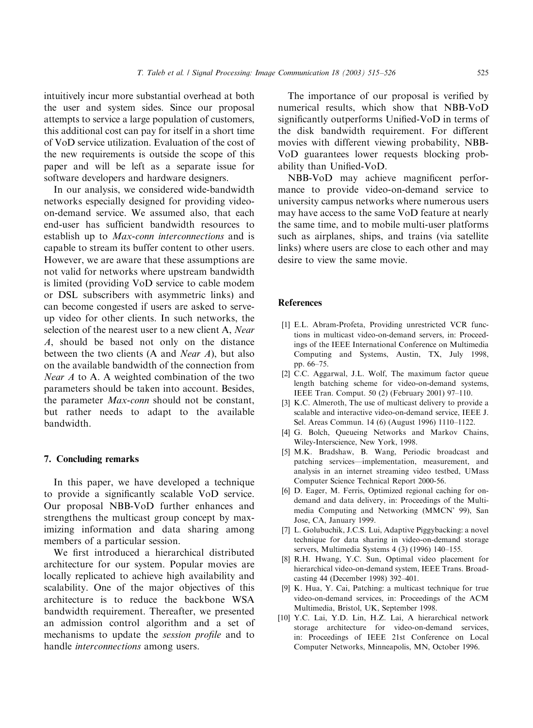intuitively incur more substantial overhead at both the user and system sides. Since our proposal attempts to service a large population of customers, this additional cost can pay for itself in a short time of VoD service utilization. Evaluation of the cost of the new requirements is outside the scope of this paper and will be left as a separate issue for software developers and hardware designers.

In our analysis, we considered wide-bandwidth networks especially designed for providing video-on-demand service. We assumed also, that each end-user has sufficient bandwidth resources to establish up to *Max-conn interconnections* and is capable to stream its buffer content to other users. However, we are aware that these assumptions are not valid for networks where upstream bandwidth is limited (providing VoD service to cable modem or DSL subscribers with asymmetric links) and can become congested if users are asked to serve-up video for other clients. In such networks, the selection of the nearest user to a new client A, *Near A*, should be based not only on the distance between the two clients (A and *Near A*), but also on the available bandwidth of the connection from *Near A* to A. A weighted combination of the two parameters should be taken into account. Besides, the parameter *Max-conn* should not be constant, but rather needs to adapt to the available bandwidth.

## 7. Concluding remarks

In this paper, we have developed a technique to provide a significantly scalable VoD service. Our proposal NBB-VoD further enhances and strengthens the multicast group concept by maximizing information and data sharing among members of a particular session.

We first introduced a hierarchical distributed architecture for our system. Popular movies are locally replicated to achieve high availability and scalability. One of the major objectives of this architecture is to reduce the backbone WSA bandwidth requirement. Thereafter, we presented an admission control algorithm and a set of mechanisms to update the *session profile* and to handle *interconnections* among users.

The importance of our proposal is verified by numerical results, which show that NBB-VoD significantly outperforms Unified-VoD in terms of the disk bandwidth requirement. For different movies with different viewing probability, NBB-VoD guarantees lower requests blocking probability than Unified-VoD.

NBB-VoD may achieve magnificent performance to provide video-on-demand service to university campus networks where numerous users may have access to the same VoD feature at nearly the same time, and to mobile multi-user platforms such as airplanes, ships, and trains (via satellite links) where users are close to each other and may desire to view the same movie.

## References

[1] E.L. Abram-Profeta, Providing unrestricted VCR functions in multicast video-on-demand servers, in: Proceedings of the IEEE International Conference on Multimedia Computing and Systems, Austin, TX, July 1998, pp. 66–75.

[2] C.C. Aggarwal, J.L. Wolf, The maximum factor queue length batching scheme for video-on-demand systems, IEEE Tran. Comput. 50 (2) (February 2001) 97–110.

[3] K.C. Almeroth, The use of multicast delivery to provide a scalable and interactive video-on-demand service, IEEE J. Sel. Areas Commun. 14 (6) (August 1996) 1110–1122.

[4] G. Bolch, Queueing Networks and Markov Chains, Wiley-Interscience, New York, 1998.

[5] M.K. Bradshaw, B. Wang, Periodic broadcast and patching services—implementation, measurement, and analysis in an internet streaming video testbed, UMass Computer Science Technical Report 2000-56.

[6] D. Eager, M. Ferris, Optimized regional caching for on-demand and data delivery, in: Proceedings of the Multimedia Computing and Networking (MMCN' 99), San Jose, CA, January 1999.

[7] L. Golubuchik, J.C.S. Lui, Adaptive Piggybacking: a novel technique for data sharing in video-on-demand storage servers, Multimedia Systems 4 (3) (1996) 140–155.

[8] R.H. Hwang, Y.C. Sun, Optimal video placement for hierarchical video-on-demand system, IEEE Trans. Broadcasting 44 (December 1998) 392–401.

[9] K. Hua, Y. Cai, Patching: a multicast technique for true video-on-demand services, in: Proceedings of the ACM Multimedia, Bristol, UK, September 1998.

[10] Y.C. Lai, Y.D. Lin, H.Z. Lai, A hierarchical network storage architecture for video-on-demand services, in: Proceedings of IEEE 21st Conference on Local Computer Networks, Minneapolis, MN, October 1996.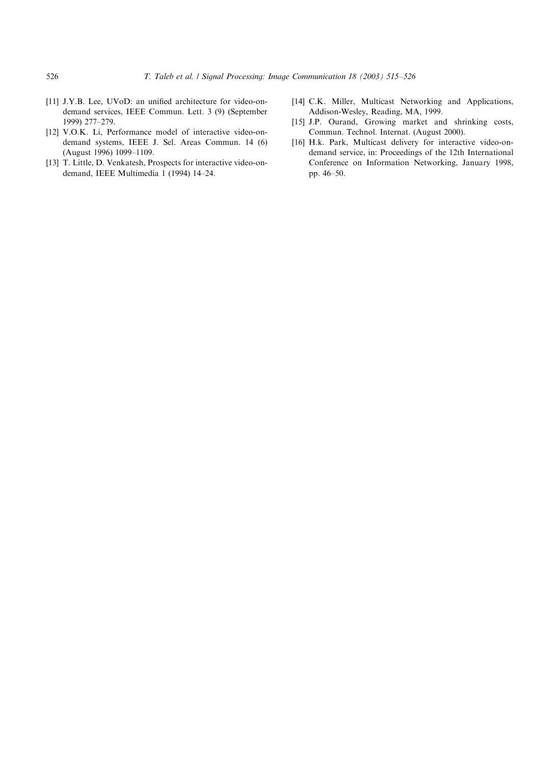[11] J.Y.B. Lee, UVoD: an unified architecture for video-on-demand services, IEEE Commun. Lett. 3 (9) (September 1999) 277–279.

[12] V.O.K. Li, Performance model of interactive video-on-demand systems, IEEE J. Sel. Areas Commun. 14 (6) (August 1996) 1099–1109.

[13] T. Little, D. Venkatesh, Prospects for interactive video-on-demand, IEEE Multimedia 1 (1994) 14–24.

[14] C.K. Miller, Multicast Networking and Applications, Addison-Wesley, Reading, MA, 1999.

[15] J.P. Ourand, Growing market and shrinking costs, Commun. Technol. Internat. (August 2000).

[16] H.k. Park, Multicast delivery for interactive video-on-demand service, in: Proceedings of the 12th International Conference on Information Networking, January 1998, pp. 46–50.